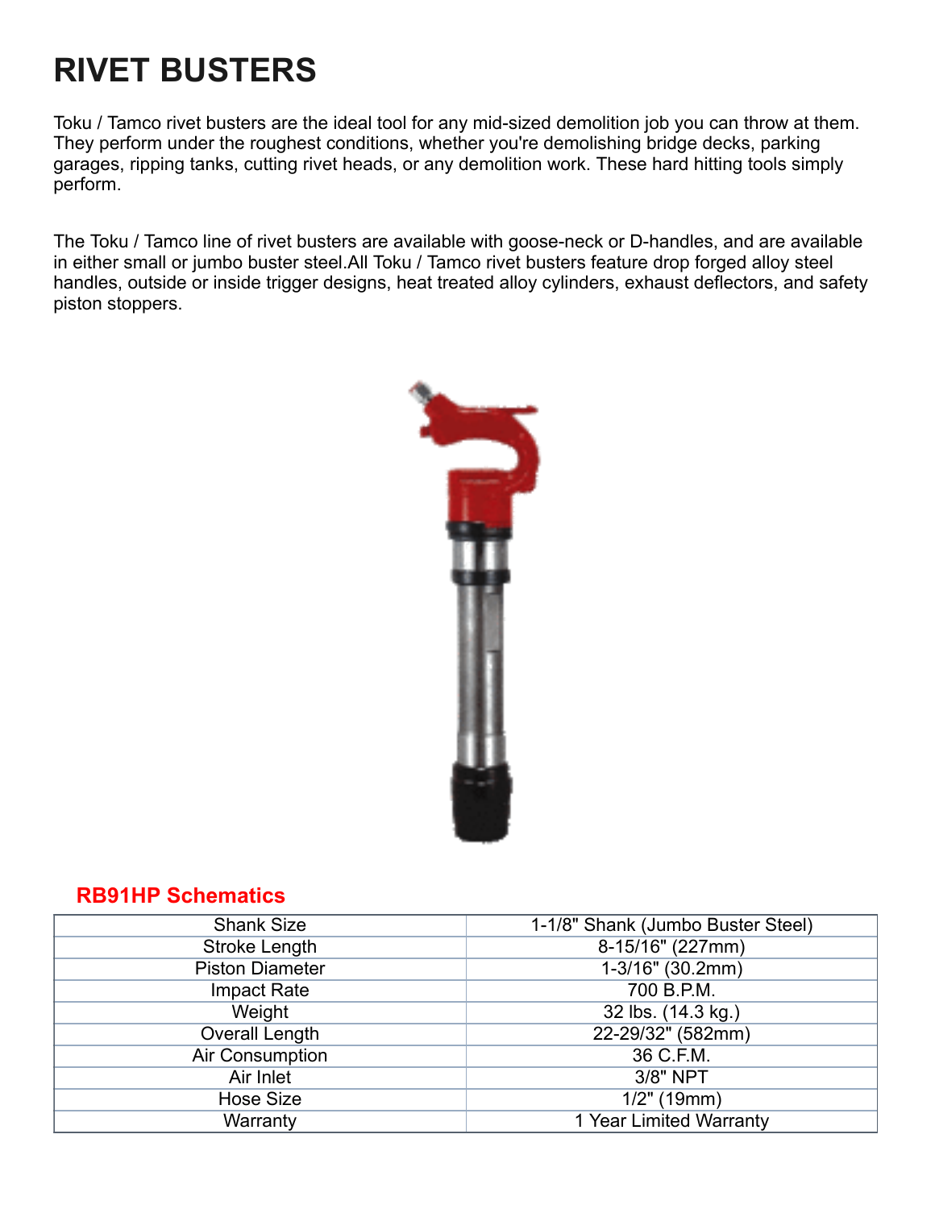# RIVET BUSTERS

Toku / Tamco rivet busters are the ideal tool for any mid-sized demolition job you can throw at them. They perform under the roughest conditions, whether you're demolishing bridge decks, parking garages, ripping tanks, cutting rivet heads, or any demolition work. These hard hitting tools simply perform.

The Toku / Tamco line of rivet busters are available with goose-neck or D-handles, and are available in either small or jumbo buster steel.All Toku / Tamco rivet busters feature drop forged alloy steel handles, outside or inside trigger designs, heat treated alloy cylinders, exhaust deflectors, and safety piston stoppers.

## RB91HP Schematics

| | |
|---|---|
| Shank Size | 1-1/8" Shank (Jumbo Buster Steel) |
| Stroke Length | 8-15/16" (227mm) |
| Piston Diameter | 1-3/16" (30.2mm) |
| Impact Rate | 700 B.P.M. |
| Weight | 32 lbs. (14.3 kg.) |
| Overall Length | 22-29/32" (582mm) |
| Air Consumption | 36 C.F.M. |
| Air Inlet | 3/8" NPT |
| Hose Size | 1/2" (19mm) |
| Warranty | 1 Year Limited Warranty |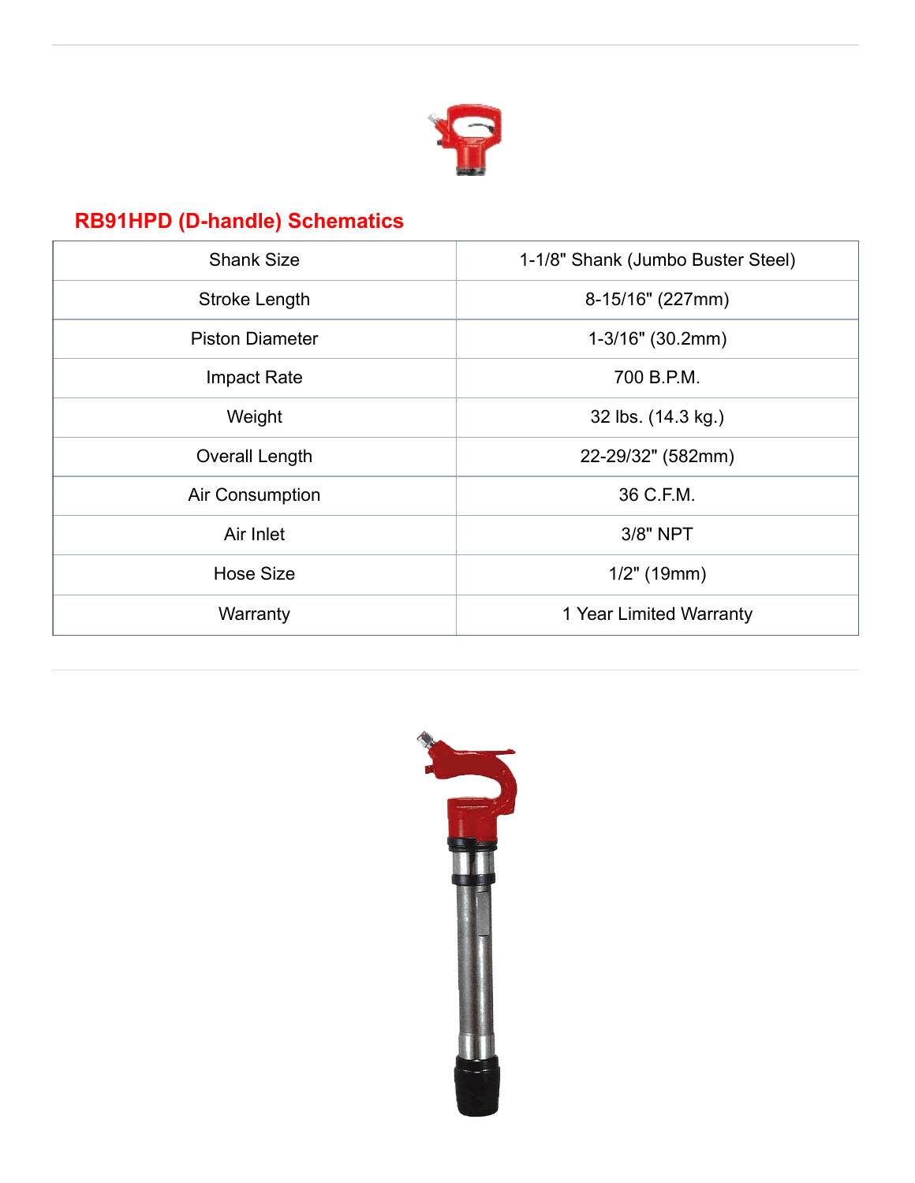## RB91HPD (D-handle) Schematics

| Shank Size | 1-1/8" Shank (Jumbo Buster Steel) |
|---|---|
| Stroke Length | 8-15/16" (227mm) |
| Piston Diameter | 1-3/16" (30.2mm) |
| Impact Rate | 700 B.P.M. |
| Weight | 32 lbs. (14.3 kg.) |
| Overall Length | 22-29/32" (582mm) |
| Air Consumption | 36 C.F.M. |
| Air Inlet | 3/8" NPT |
| Hose Size | 1/2" (19mm) |
| Warranty | 1 Year Limited Warranty |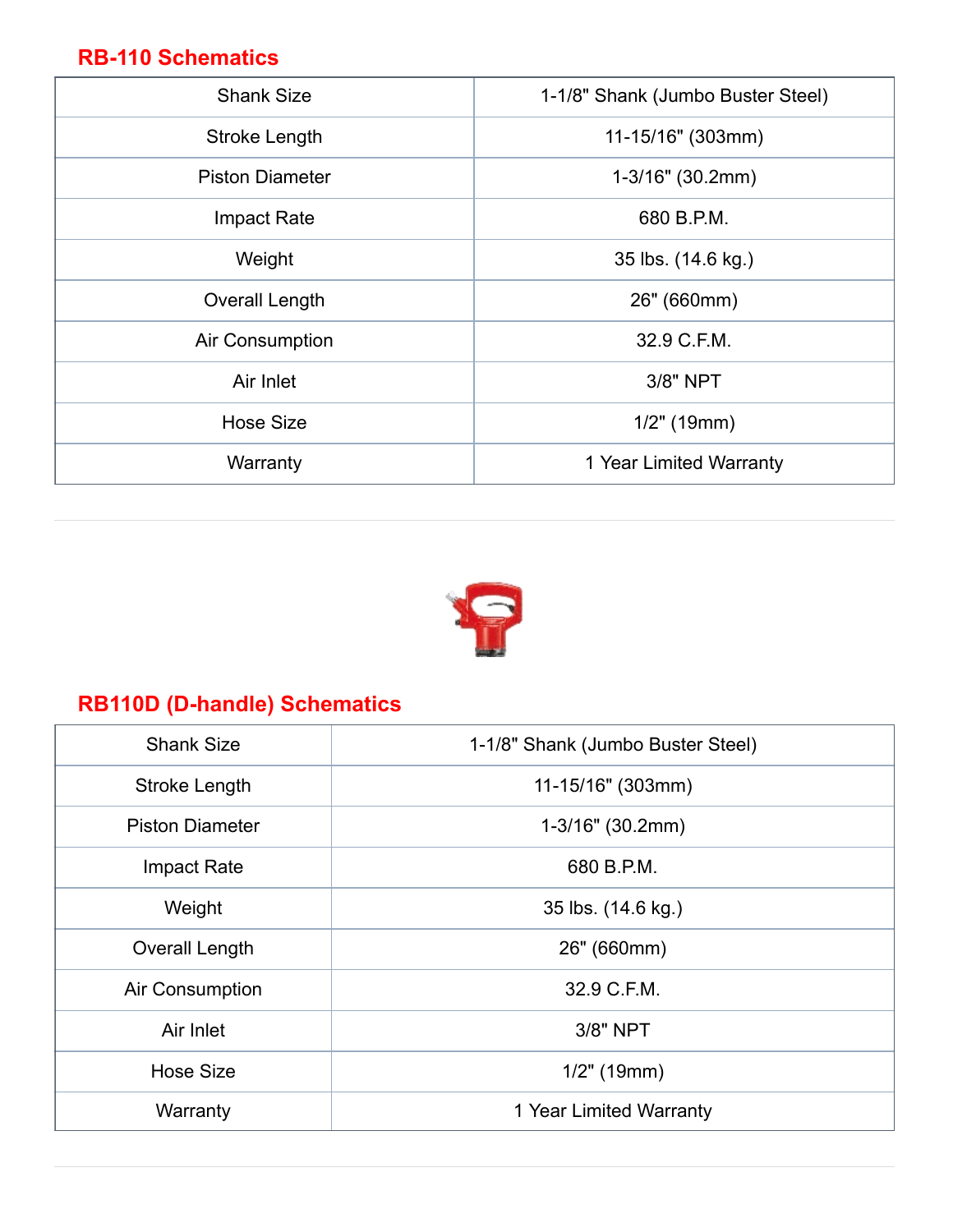## RB-110 Schematics

| | |
|---|---|
| Shank Size | 1-1/8" Shank (Jumbo Buster Steel) |
| Stroke Length | 11-15/16" (303mm) |
| Piston Diameter | 1-3/16" (30.2mm) |
| Impact Rate | 680 B.P.M. |
| Weight | 35 lbs. (14.6 kg.) |
| Overall Length | 26" (660mm) |
| Air Consumption | 32.9 C.F.M. |
| Air Inlet | 3/8" NPT |
| Hose Size | 1/2" (19mm) |
| Warranty | 1 Year Limited Warranty |

## RB110D (D-handle) Schematics

| | |
|---|---|
| Shank Size | 1-1/8" Shank (Jumbo Buster Steel) |
| Stroke Length | 11-15/16" (303mm) |
| Piston Diameter | 1-3/16" (30.2mm) |
| Impact Rate | 680 B.P.M. |
| Weight | 35 lbs. (14.6 kg.) |
| Overall Length | 26" (660mm) |
| Air Consumption | 32.9 C.F.M. |
| Air Inlet | 3/8" NPT |
| Hose Size | 1/2" (19mm) |
| Warranty | 1 Year Limited Warranty |